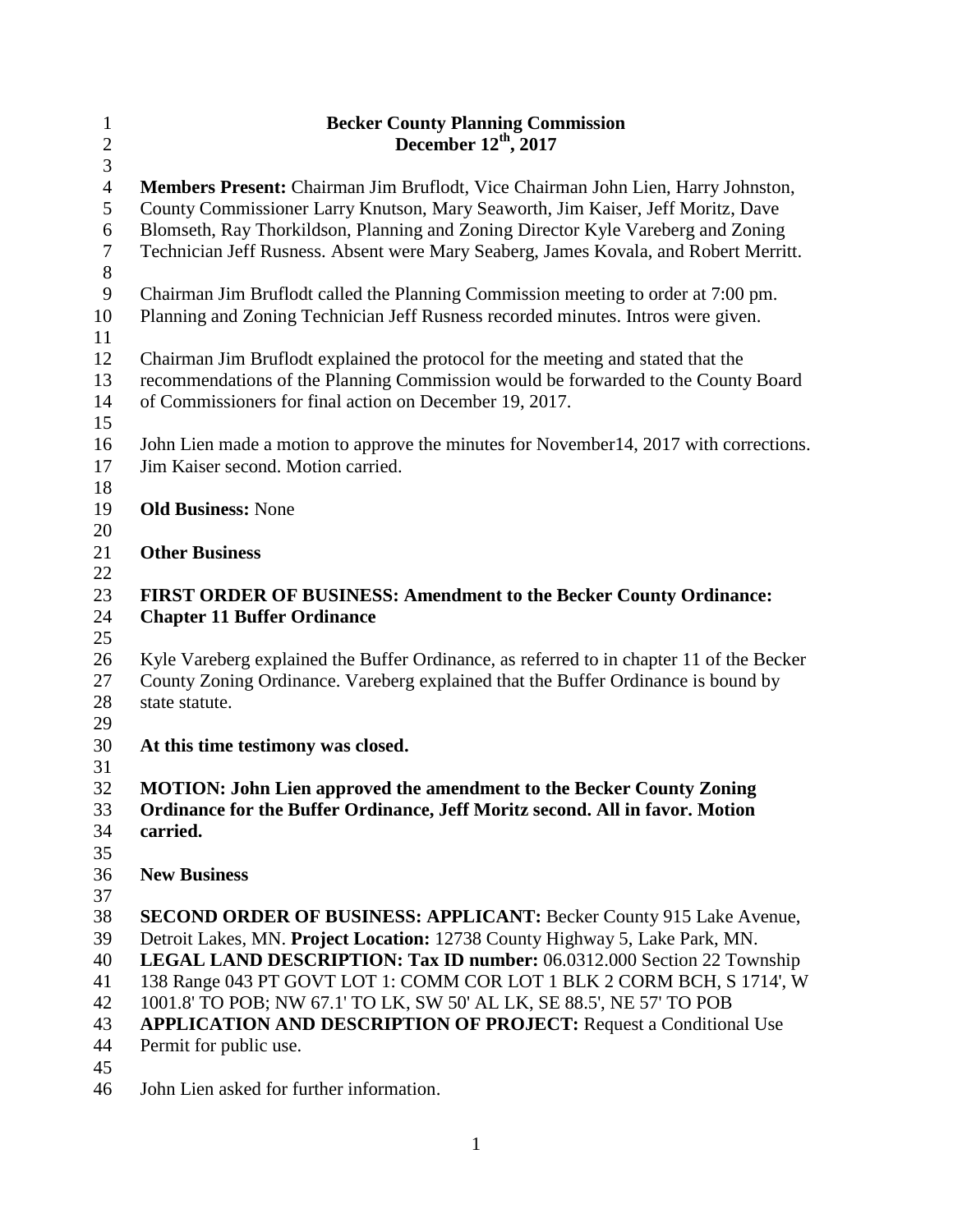# Becker County Planning Commission
## December 12th, 2017

**Members Present:** Chairman Jim Bruflodt, Vice Chairman John Lien, Harry Johnston, County Commissioner Larry Knutson, Mary Seaworth, Jim Kaiser, Jeff Moritz, Dave Blomseth, Ray Thorkildson, Planning and Zoning Director Kyle Vareberg and Zoning Technician Jeff Rusness. Absent were Mary Seaberg, James Kovala, and Robert Merritt.

Chairman Jim Bruflodt called the Planning Commission meeting to order at 7:00 pm. Planning and Zoning Technician Jeff Rusness recorded minutes. Intros were given.

Chairman Jim Bruflodt explained the protocol for the meeting and stated that the recommendations of the Planning Commission would be forwarded to the County Board of Commissioners for final action on December 19, 2017.

John Lien made a motion to approve the minutes for November14, 2017 with corrections. Jim Kaiser second. Motion carried.

**Old Business:** None

**Other Business**

**FIRST ORDER OF BUSINESS: Amendment to the Becker County Ordinance: Chapter 11 Buffer Ordinance**

Kyle Vareberg explained the Buffer Ordinance, as referred to in chapter 11 of the Becker County Zoning Ordinance. Vareberg explained that the Buffer Ordinance is bound by state statute.

**At this time testimony was closed.**

**MOTION: John Lien approved the amendment to the Becker County Zoning Ordinance for the Buffer Ordinance, Jeff Moritz second. All in favor. Motion carried.**

**New Business**

**SECOND ORDER OF BUSINESS: APPLICANT:** Becker County 915 Lake Avenue, Detroit Lakes, MN. **Project Location:** 12738 County Highway 5, Lake Park, MN. **LEGAL LAND DESCRIPTION: Tax ID number:** 06.0312.000 Section 22 Township 138 Range 043 PT GOVT LOT 1: COMM COR LOT 1 BLK 2 CORM BCH, S 1714', W 1001.8' TO POB; NW 67.1' TO LK, SW 50' AL LK, SE 88.5', NE 57' TO POB
**APPLICATION AND DESCRIPTION OF PROJECT:** Request a Conditional Use Permit for public use.

John Lien asked for further information.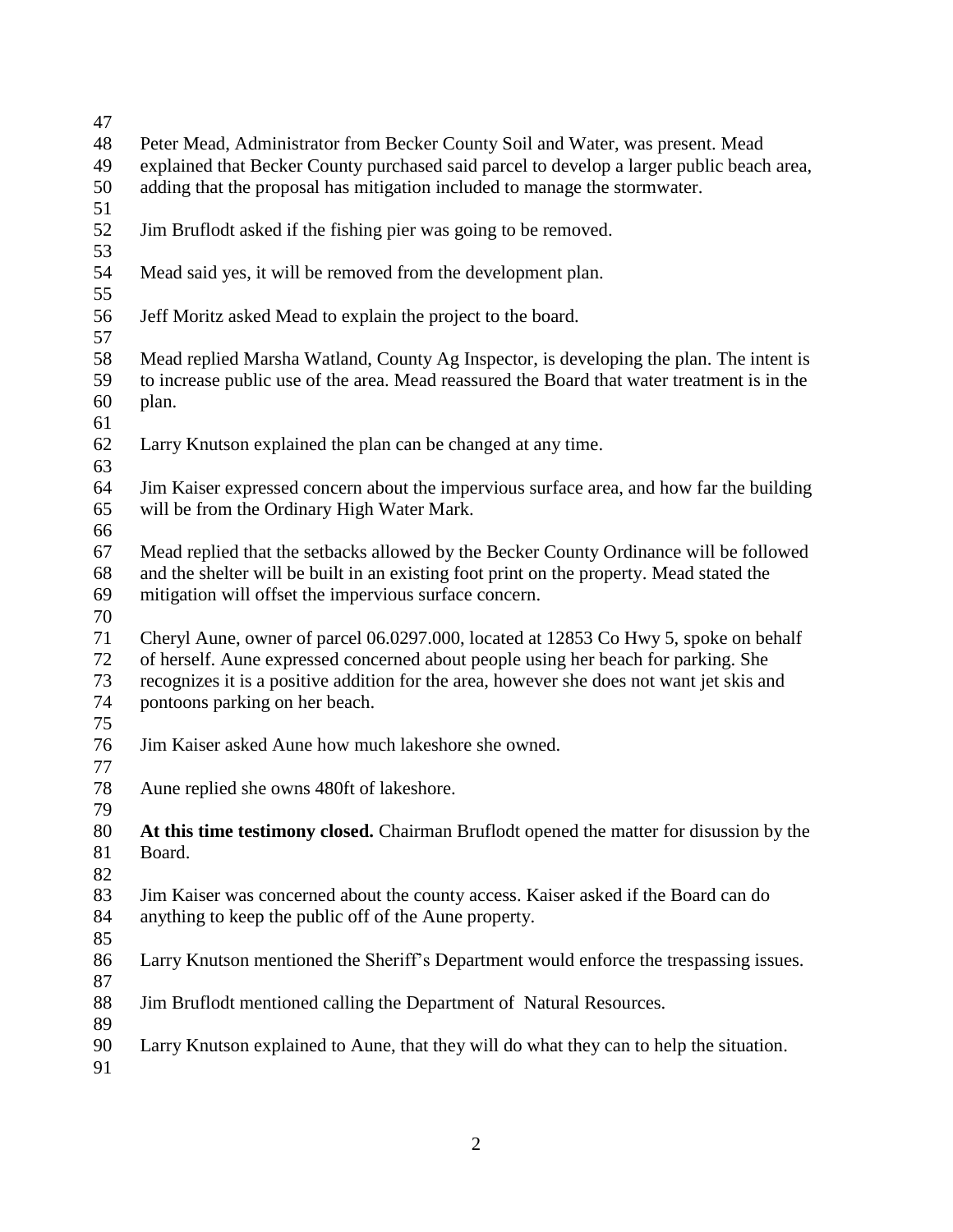Peter Mead, Administrator from Becker County Soil and Water, was present. Mead explained that Becker County purchased said parcel to develop a larger public beach area, adding that the proposal has mitigation included to manage the stormwater.

Jim Bruflodt asked if the fishing pier was going to be removed.

Mead said yes, it will be removed from the development plan.

Jeff Moritz asked Mead to explain the project to the board.

Mead replied Marsha Watland, County Ag Inspector, is developing the plan. The intent is to increase public use of the area. Mead reassured the Board that water treatment is in the plan.

Larry Knutson explained the plan can be changed at any time.

Jim Kaiser expressed concern about the impervious surface area, and how far the building will be from the Ordinary High Water Mark.

Mead replied that the setbacks allowed by the Becker County Ordinance will be followed and the shelter will be built in an existing foot print on the property. Mead stated the mitigation will offset the impervious surface concern.

Cheryl Aune, owner of parcel 06.0297.000, located at 12853 Co Hwy 5, spoke on behalf of herself. Aune expressed concerned about people using her beach for parking. She recognizes it is a positive addition for the area, however she does not want jet skis and pontoons parking on her beach.

Jim Kaiser asked Aune how much lakeshore she owned.

Aune replied she owns 480ft of lakeshore.

**At this time testimony closed.** Chairman Bruflodt opened the matter for disussion by the Board.

Jim Kaiser was concerned about the county access. Kaiser asked if the Board can do anything to keep the public off of the Aune property.

Larry Knutson mentioned the Sheriff's Department would enforce the trespassing issues.

Jim Bruflodt mentioned calling the Department of Natural Resources.

Larry Knutson explained to Aune, that they will do what they can to help the situation.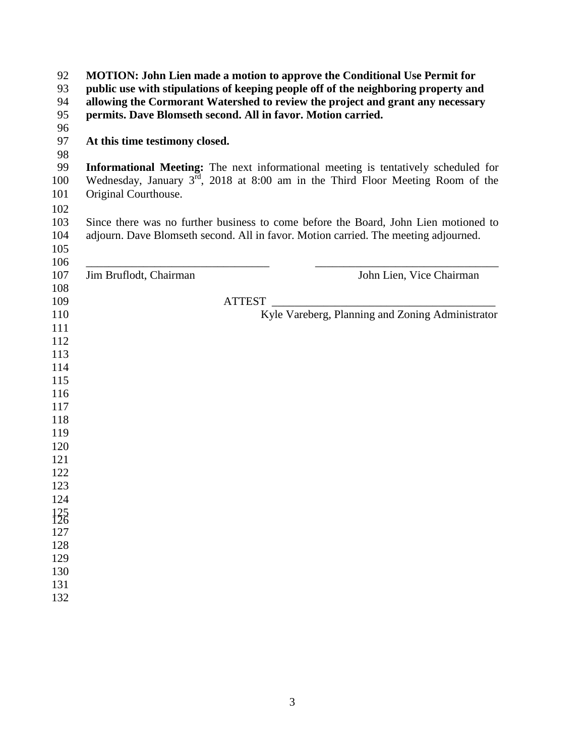**MOTION: John Lien made a motion to approve the Conditional Use Permit for public use with stipulations of keeping people off of the neighboring property and allowing the Cormorant Watershed to review the project and grant any necessary permits. Dave Blomseth second. All in favor. Motion carried.**

**At this time testimony closed.**

**Informational Meeting:** The next informational meeting is tentatively scheduled for Wednesday, January 3rd, 2018 at 8:00 am in the Third Floor Meeting Room of the Original Courthouse.

Since there was no further business to come before the Board, John Lien motioned to adjourn. Dave Blomseth second. All in favor. Motion carried. The meeting adjourned.

_______________________________ _______________________________

Jim Bruflodt, Chairman John Lien, Vice Chairman

ATTEST _______________________________________

Kyle Vareberg, Planning and Zoning Administrator